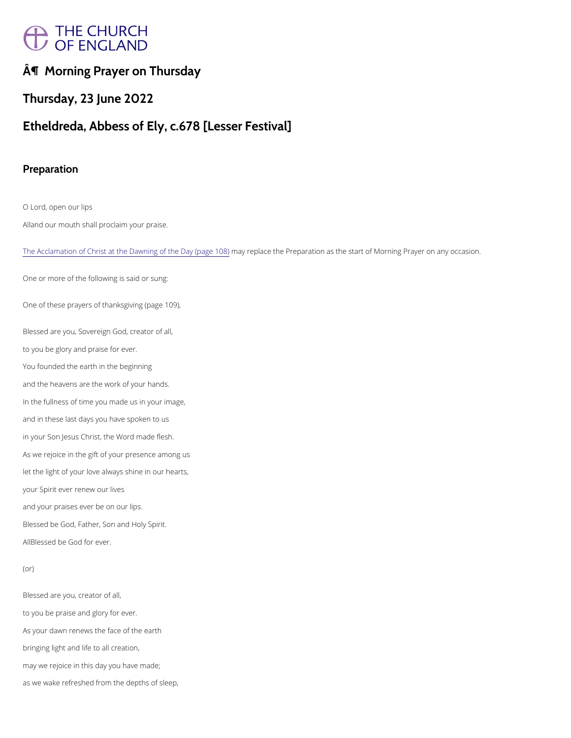# Â¶ Morning Prayer on Thursday

## Thursday, 23 June 2022

## Etheldreda, Abbess of Ely, c.678 [Lesser Festival]

### Preparation

O Lord, open our lips

AllAnd our mouth shall proclaim your praise.

The Acclamation of Christ at the Dawning of the Day (page 108) may replace the Preparation as the start of Morning Prayer on any occasion.

One or more of the following is said or sung:

One of these prayers of thanksgiving (page 109),

Blessed are you, Sovereign God, creator of all,

to you be glory and praise for ever.

You founded the earth in the beginning

and the heavens are the work of your hands.

In the fullness of time you made us in your image,

and in these last days you have spoken to us

in your Son Jesus Christ, the Word made flesh.

As we rejoice in the gift of your presence among us

let the light of your love always shine in our hearts,

your Spirit ever renew our lives

and your praises ever be on our lips.

Blessed be God, Father, Son and Holy Spirit.

AllBlessed be God for ever.

(or)

Blessed are you, creator of all,

to you be praise and glory for ever.

As your dawn renews the face of the earth

bringing light and life to all creation,

may we rejoice in this day you have made;

as we wake refreshed from the depths of sleep,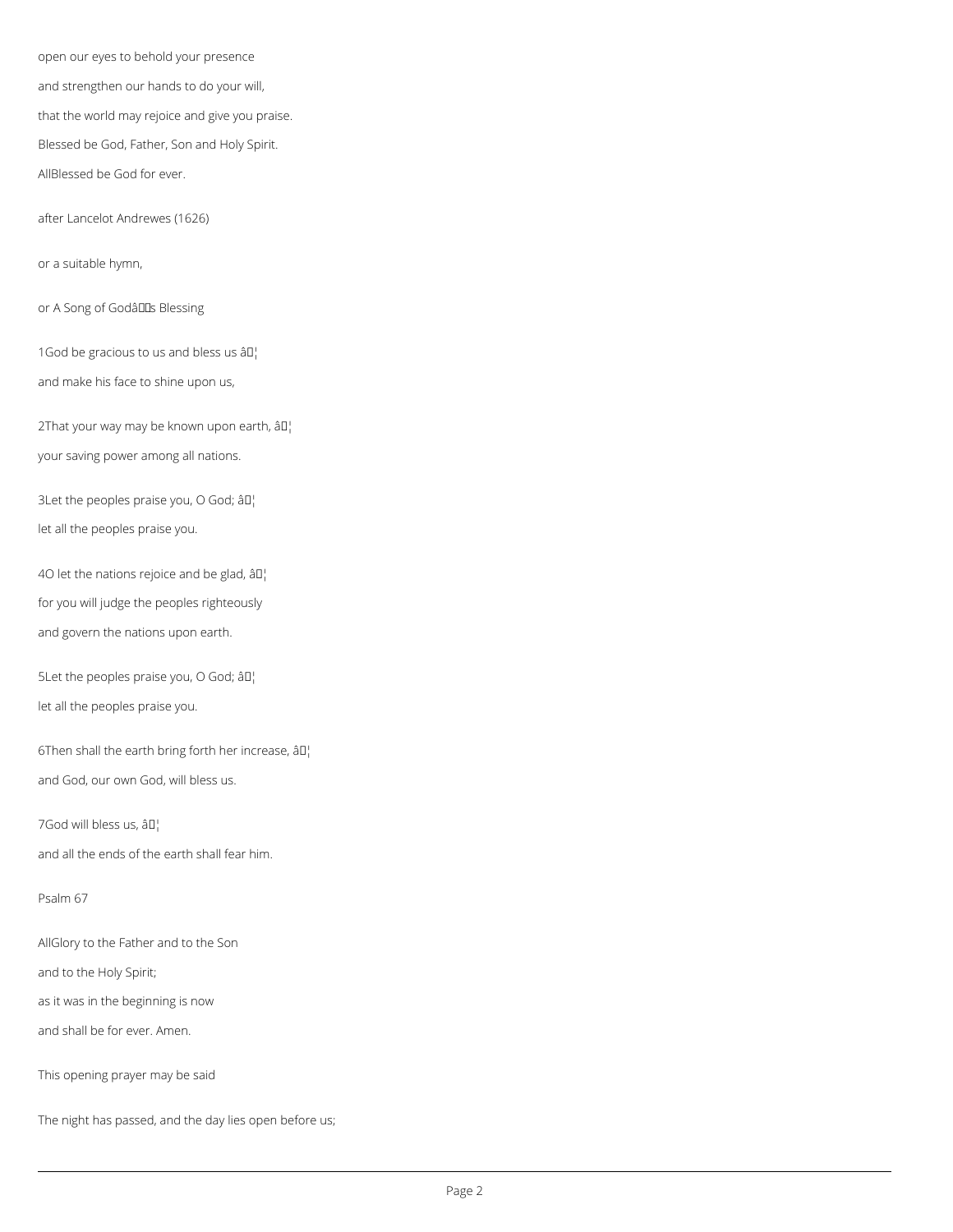open our eyes to behold your presence

and strengthen our hands to do your will,

that the world may rejoice and give you praise.

Blessed be God, Father, Son and Holy Spirit.

AllBlessed be God for ever.

after Lancelot Andrewes (1626)

or a suitable hymn,

or A Song of Godâs Blessing

1God be gracious to us and bless us â¦

and make his face to shine upon us,

2That your way may be known upon earth, â¦

your saving power among all nations.

3Let the peoples praise you, O God; â¦

let all the peoples praise you.

4O let the nations rejoice and be glad, â¦

for you will judge the peoples righteously

and govern the nations upon earth.

5Let the peoples praise you, O God; â¦

let all the peoples praise you.

6Then shall the earth bring forth her increase, â¦

and God, our own God, will bless us.

7God will bless us, â¦

and all the ends of the earth shall fear him.

Psalm 67

AllGlory to the Father and to the Son

and to the Holy Spirit;

as it was in the beginning is now

and shall be for ever. Amen.

This opening prayer may be said

The night has passed, and the day lies open before us;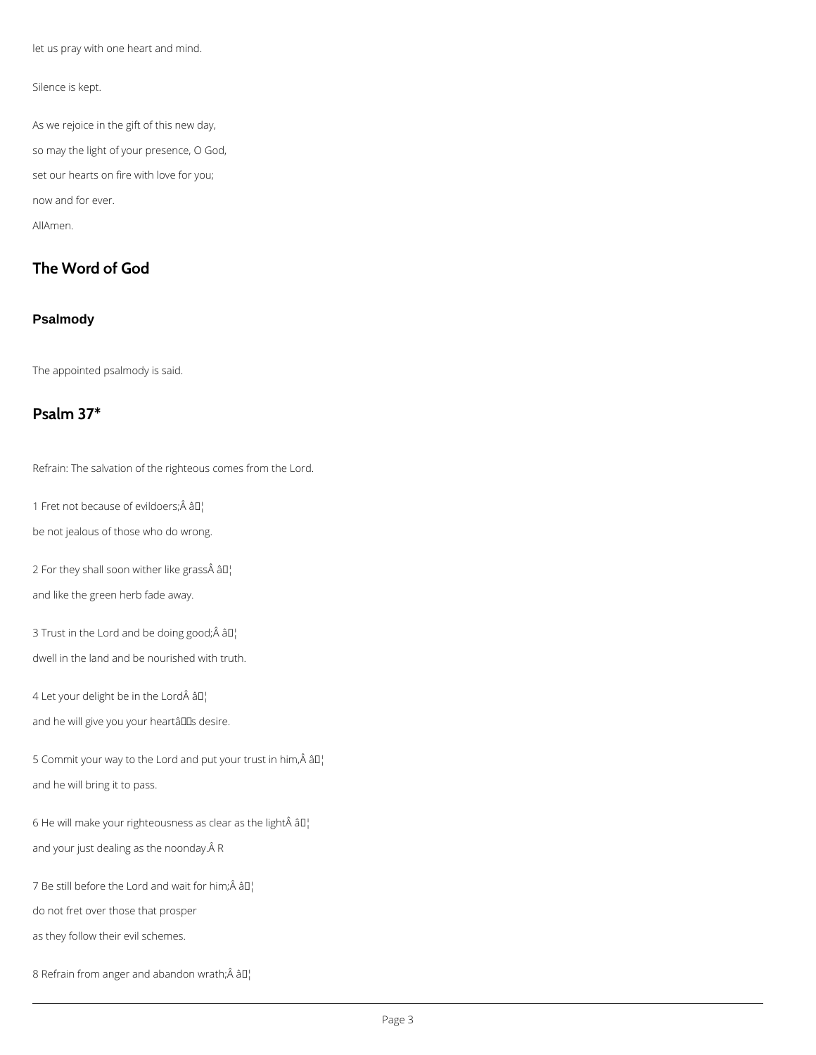let us pray with one heart and mind.

Silence is kept.

As we rejoice in the gift of this new day,

so may the light of your presence, O God,

set our hearts on fire with love for you;

now and for ever.

AllAmen.

## The Word of God

### Psalmody

The appointed psalmody is said.

## Psalm 37*

Refrain: The salvation of the righteous comes from the Lord.

1 Fret not because of evildoers;Â â¦

be not jealous of those who do wrong.

2 For they shall soon wither like grassÂ â¦

and like the green herb fade away.

3 Trust in the Lord and be doing good;Â â¦

dwell in the land and be nourished with truth.

4 Let your delight be in the LordÂ â¦

and he will give you your heartâs desire.

5 Commit your way to the Lord and put your trust in him,Â â¦

and he will bring it to pass.

6 He will make your righteousness as clear as the lightÂ â¦

and your just dealing as the noonday.Â R

7 Be still before the Lord and wait for him;Â â¦

do not fret over those that prosper

as they follow their evil schemes.

8 Refrain from anger and abandon wrath;Â â¦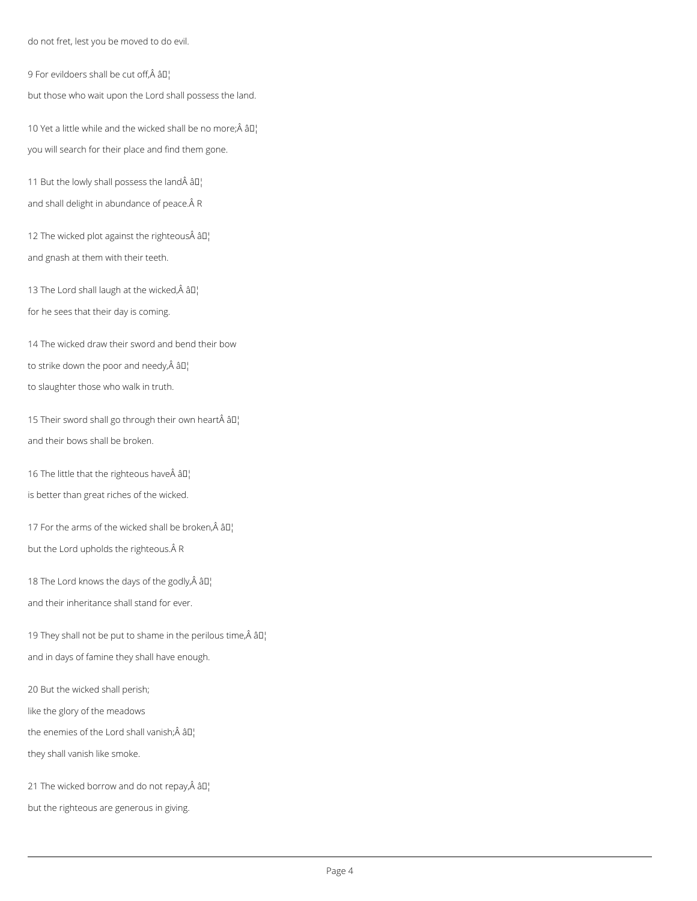do not fret, lest you be moved to do evil.

9 For evildoers shall be cut off,Â â¦

but those who wait upon the Lord shall possess the land.

10 Yet a little while and the wicked shall be no more;Â â¦

you will search for their place and find them gone.

11 But the lowly shall possess the landÂ â¦

and shall delight in abundance of peace.Â R

12 The wicked plot against the righteousÂ â¦

and gnash at them with their teeth.

13 The Lord shall laugh at the wicked,Â â¦

for he sees that their day is coming.

14 The wicked draw their sword and bend their bow

to strike down the poor and needy,Â â¦

to slaughter those who walk in truth.

15 Their sword shall go through their own heartÂ â¦

and their bows shall be broken.

16 The little that the righteous haveÂ â¦

is better than great riches of the wicked.

17 For the arms of the wicked shall be broken,Â â¦

but the Lord upholds the righteous.Â R

18 The Lord knows the days of the godly,Â â¦

and their inheritance shall stand for ever.

19 They shall not be put to shame in the perilous time,Â â¦

and in days of famine they shall have enough.

20 But the wicked shall perish;

like the glory of the meadows

the enemies of the Lord shall vanish;Â â¦

they shall vanish like smoke.

21 The wicked borrow and do not repay,Â â¦

but the righteous are generous in giving.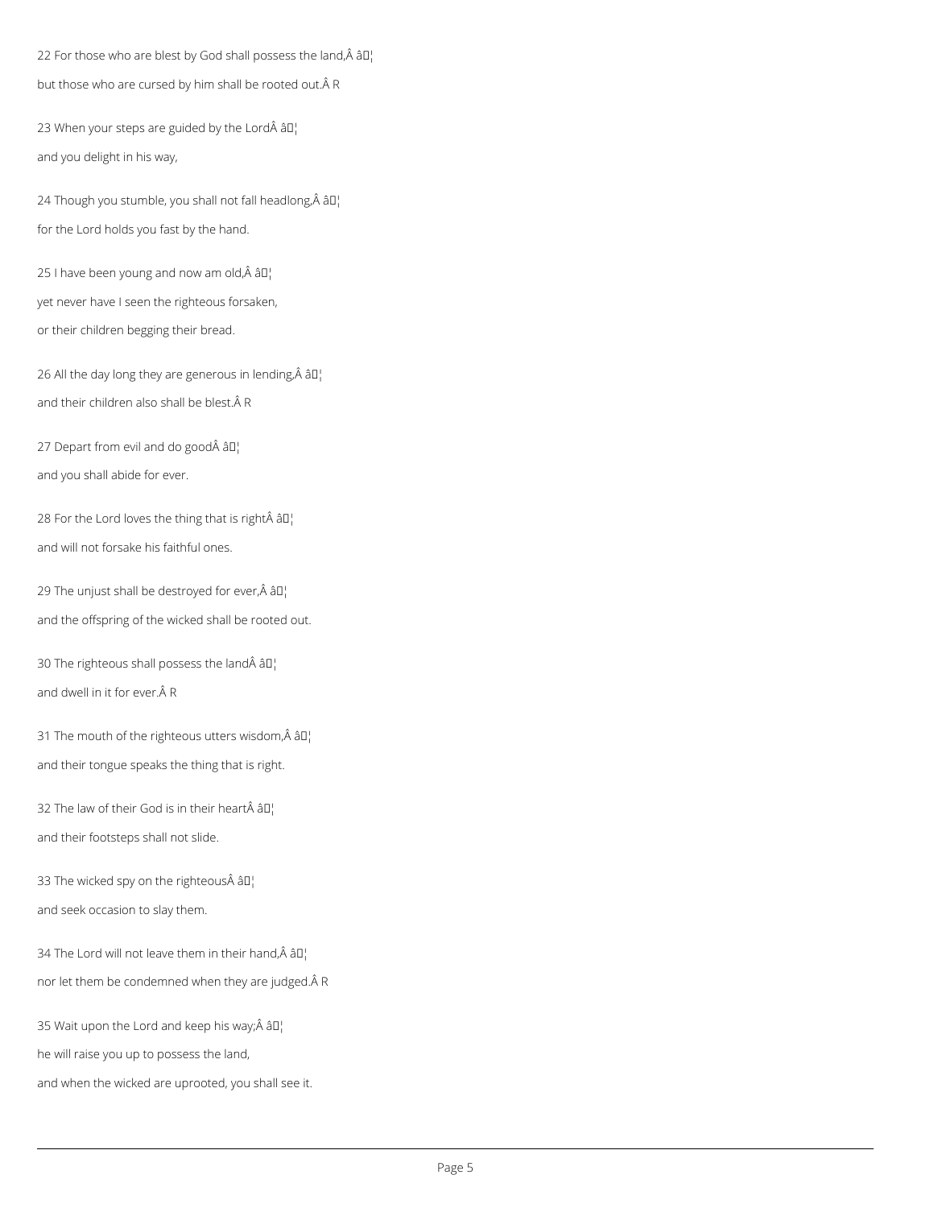22 For those who are blest by God shall possess the land,Â â¦

but those who are cursed by him shall be rooted out.Â R

23 When your steps are guided by the LordÂ â¦

and you delight in his way,

24 Though you stumble, you shall not fall headlong,Â â¦

for the Lord holds you fast by the hand.

25 I have been young and now am old,Â â¦

yet never have I seen the righteous forsaken,

or their children begging their bread.

26 All the day long they are generous in lending,Â â¦

and their children also shall be blest.Â R

27 Depart from evil and do goodÂ â¦

and you shall abide for ever.

28 For the Lord loves the thing that is rightÂ â¦

and will not forsake his faithful ones.

29 The unjust shall be destroyed for ever,Â â¦

and the offspring of the wicked shall be rooted out.

30 The righteous shall possess the landÂ â¦

and dwell in it for ever.Â R

31 The mouth of the righteous utters wisdom,Â â¦

and their tongue speaks the thing that is right.

32 The law of their God is in their heartÂ â¦

and their footsteps shall not slide.

33 The wicked spy on the righteousÂ â¦

and seek occasion to slay them.

34 The Lord will not leave them in their hand,Â â¦

nor let them be condemned when they are judged.Â R

35 Wait upon the Lord and keep his way;Â â¦

he will raise you up to possess the land,

and when the wicked are uprooted, you shall see it.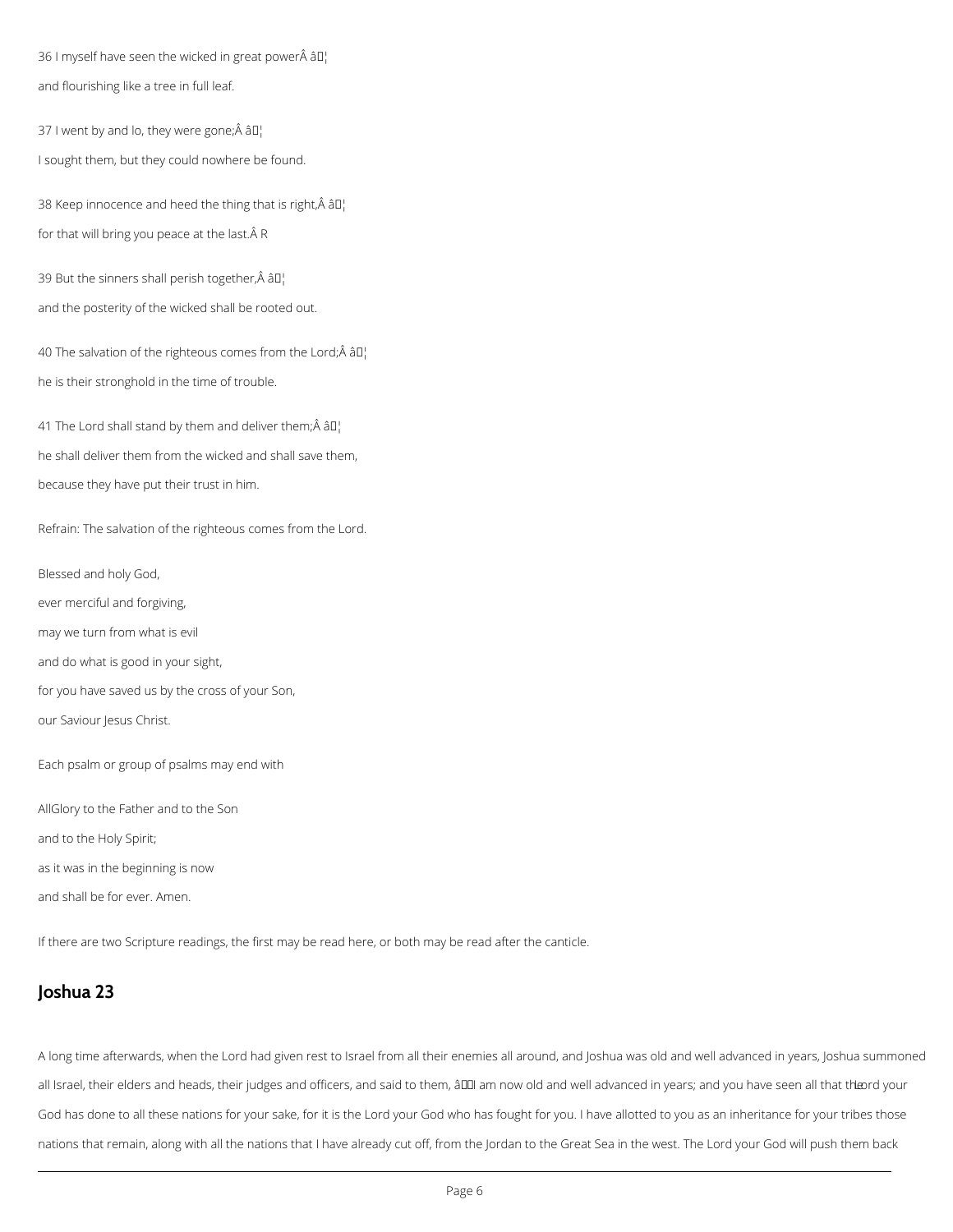36 I myself have seen the wicked in great powerÂ â¦

and flourishing like a tree in full leaf.

37 I went by and lo, they were gone;Â â¦

I sought them, but they could nowhere be found.

38 Keep innocence and heed the thing that is right,Â â¦

for that will bring you peace at the last.Â R

39 But the sinners shall perish together,Â â¦

and the posterity of the wicked shall be rooted out.

40 The salvation of the righteous comes from the Lord;Â â¦

he is their stronghold in the time of trouble.

41 The Lord shall stand by them and deliver them;Â â¦

he shall deliver them from the wicked and shall save them,

because they have put their trust in him.

Refrain: The salvation of the righteous comes from the Lord.

Blessed and holy God,

ever merciful and forgiving,

may we turn from what is evil

and do what is good in your sight,

for you have saved us by the cross of your Son,

our Saviour Jesus Christ.

Each psalm or group of psalms may end with

AllGlory to the Father and to the Son

and to the Holy Spirit;

as it was in the beginning is now

and shall be for ever. Amen.

If there are two Scripture readings, the first may be read here, or both may be read after the canticle.

## Joshua 23

A long time afterwards, when the Lord had given rest to Israel from all their enemies all around, and Joshua was old and well advanced in years, Joshua summoned all Israel, their elders and heads, their judges and officers, and said to them, âI am now old and well advanced in years; and you have seen all that the Lord your God has done to all these nations for your sake, for it is the Lord your God who has fought for you. I have allotted to you as an inheritance for your tribes those nations that remain, along with all the nations that I have already cut off, from the Jordan to the Great Sea in the west. The Lord your God will push them back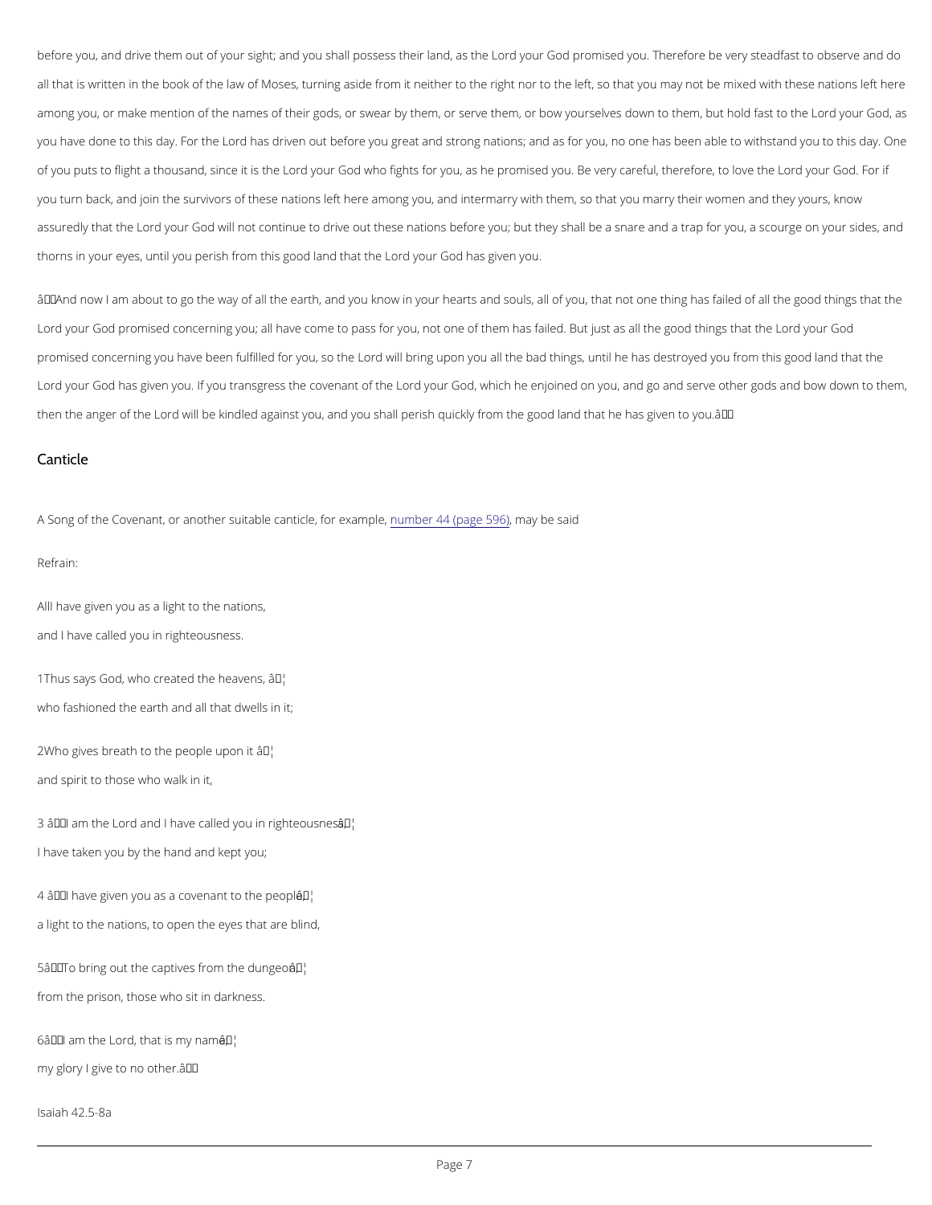before you, and drive them out of your sight; and you shall possess their land, as the Lord your God promised you. Therefore be very steadfast to observe and do all that is written in the book of the law of Moses, turning aside from it neither to the right nor to the left, so that you may not be mixed with these nations left here among you, or make mention of the names of their gods, or swear by them, or serve them, or bow yourselves down to them, but hold fast to the Lord your God, as you have done to this day. For the Lord has driven out before you great and strong nations; and as for you, no one has been able to withstand you to this day. One of you puts to flight a thousand, since it is the Lord your God who fights for you, as he promised you. Be very careful, therefore, to love the Lord your God. For if you turn back, and join the survivors of these nations left here among you, and intermarry with them, so that you marry their women and they yours, know assuredly that the Lord your God will not continue to drive out these nations before you; but they shall be a snare and a trap for you, a scourge on your sides, and thorns in your eyes, until you perish from this good land that the Lord your God has given you.

'And now I am about to go the way of all the earth, and you know in your hearts and souls, all of you, that not one thing has failed of all the good things that the Lord your God promised concerning you; all have come to pass for you, not one of them has failed. But just as all the good things that the Lord your God promised concerning you have been fulfilled for you, so the Lord will bring upon you all the bad things, until he has destroyed you from this good land that the Lord your God has given you. If you transgress the covenant of the Lord your God, which he enjoined on you, and go and serve other gods and bow down to them, then the anger of the Lord will be kindled against you, and you shall perish quickly from the good land that he has given to you.'

## Canticle

A Song of the Covenant, or another suitable canticle, for example, number 44 (page 596), may be said

Refrain:

AllI have given you as a light to the nations,
and I have called you in righteousness.

1 Thus says God, who created the heavens, ...
who fashioned the earth and all that dwells in it;

2 Who gives breath to the people upon it ...
and spirit to those who walk in it,

3 'I am the Lord and I have called you in righteousness ...
I have taken you by the hand and kept you;

4 'I have given you as a covenant to the people ...
a light to the nations, to open the eyes that are blind,

5 'To bring out the captives from the dungeon ...
from the prison, those who sit in darkness.

6 'I am the Lord, that is my name ...
my glory I give to no other.'

Isaiah 42.5-8a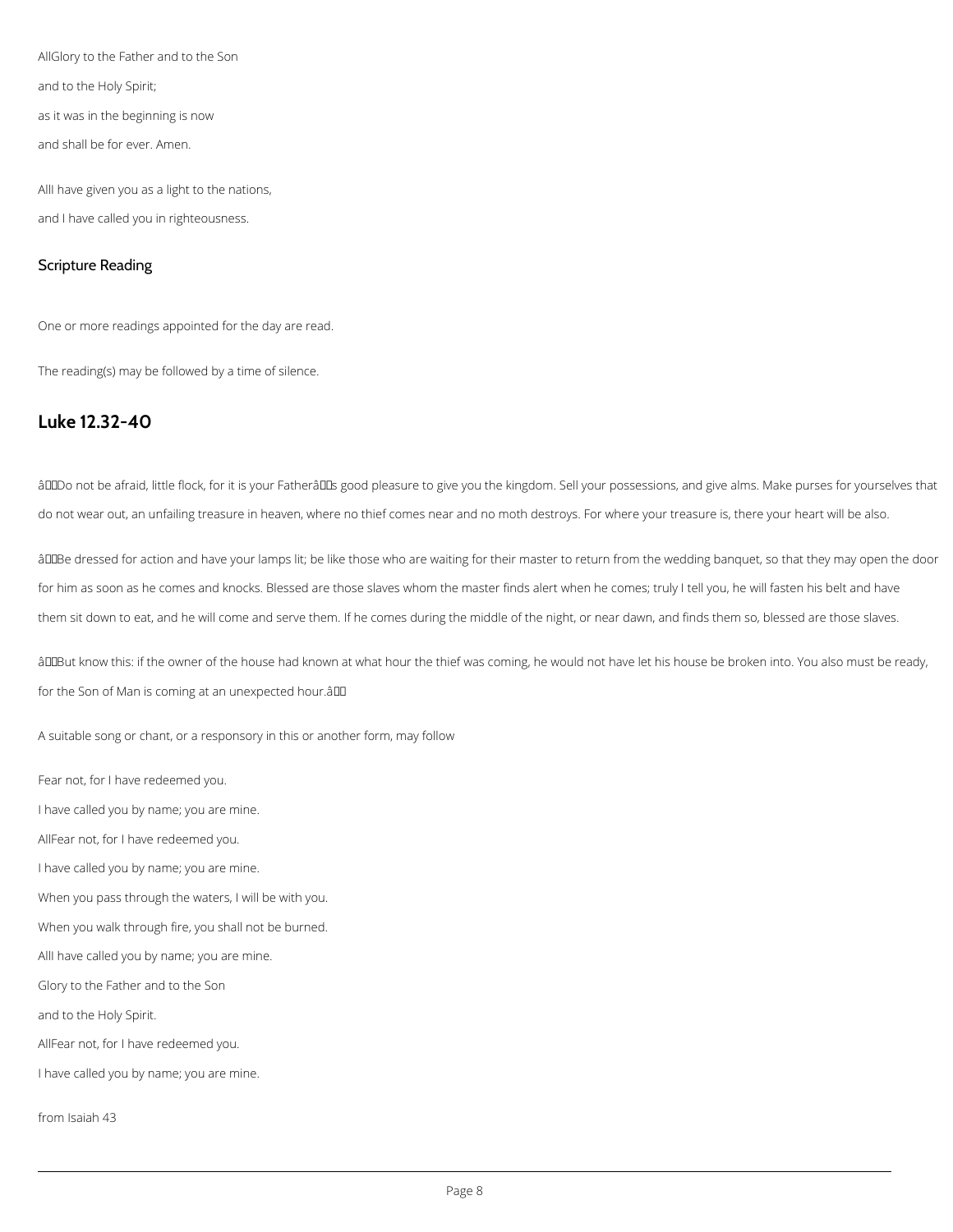AllGlory to the Father and to the Son

and to the Holy Spirit;

as it was in the beginning is now

and shall be for ever. Amen.

AllI have given you as a light to the nations,

and I have called you in righteousness.

## Scripture Reading

One or more readings appointed for the day are read.

The reading(s) may be followed by a time of silence.

# Luke 12.32-40

âDo not be afraid, little flock, for it is your Fatherâs good pleasure to give you the kingdom. Sell your possessions, and give alms. Make purses for yourselves that do not wear out, an unfailing treasure in heaven, where no thief comes near and no moth destroys. For where your treasure is, there your heart will be also.

âBe dressed for action and have your lamps lit; be like those who are waiting for their master to return from the wedding banquet, so that they may open the door for him as soon as he comes and knocks. Blessed are those slaves whom the master finds alert when he comes; truly I tell you, he will fasten his belt and have them sit down to eat, and he will come and serve them. If he comes during the middle of the night, or near dawn, and finds them so, blessed are those slaves.

âBut know this: if the owner of the house had known at what hour the thief was coming, he would not have let his house be broken into. You also must be ready, for the Son of Man is coming at an unexpected hour.â

A suitable song or chant, or a responsory in this or another form, may follow

Fear not, for I have redeemed you.

I have called you by name; you are mine.

AllFear not, for I have redeemed you.

I have called you by name; you are mine.

When you pass through the waters, I will be with you.

When you walk through fire, you shall not be burned.

AllI have called you by name; you are mine.

Glory to the Father and to the Son

and to the Holy Spirit.

AllFear not, for I have redeemed you.

I have called you by name; you are mine.

from Isaiah 43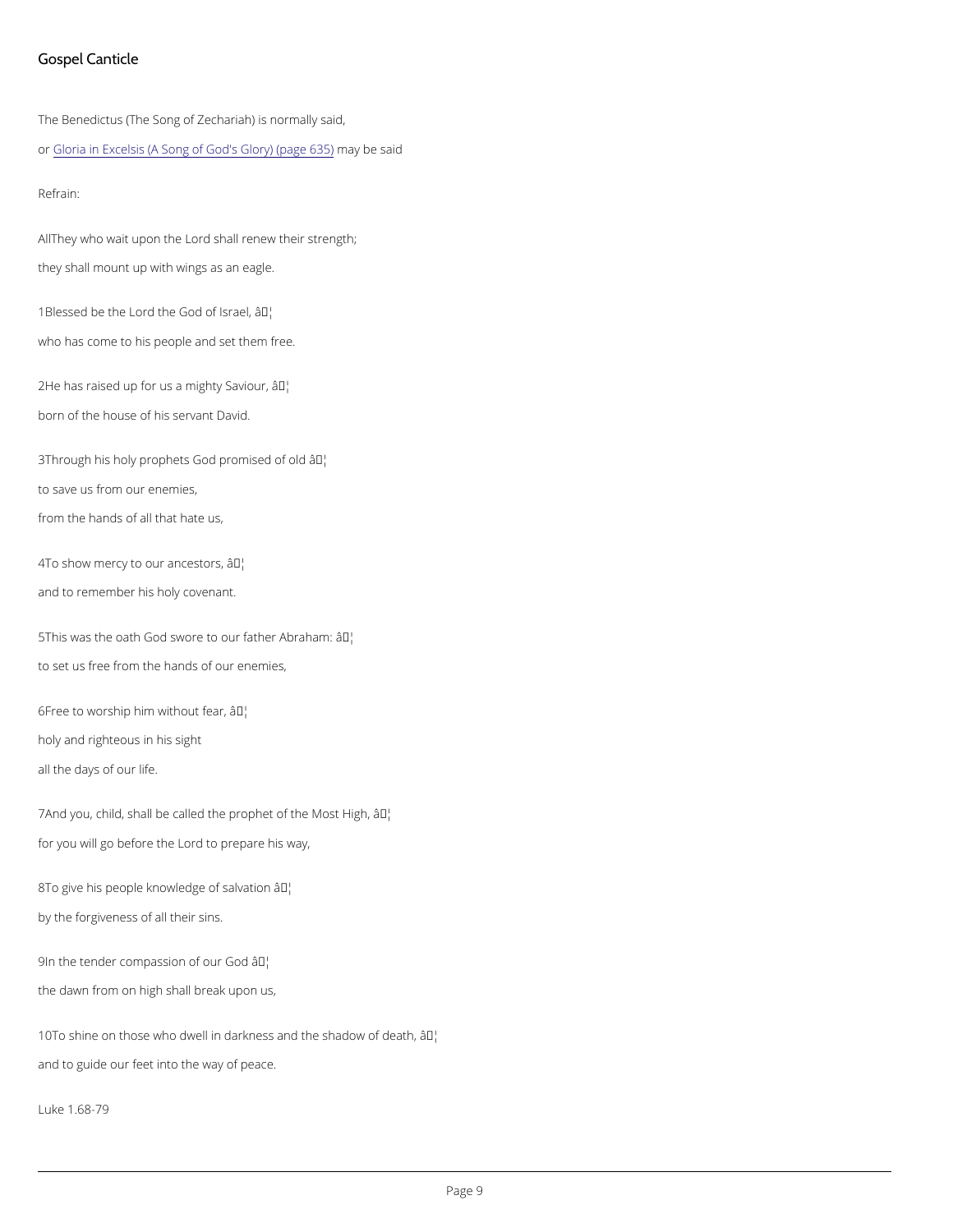## Gospel Canticle

The Benedictus (The Song of Zechariah) is normally said,

or Gloria in Excelsis (A Song of God's Glory) (page 635) may be said

Refrain:

AllThey who wait upon the Lord shall renew their strength;

they shall mount up with wings as an eagle.

1Blessed be the Lord the God of Israel, â¦

who has come to his people and set them free.

2He has raised up for us a mighty Saviour, â¦

born of the house of his servant David.

3Through his holy prophets God promised of old â¦

to save us from our enemies,

from the hands of all that hate us,

4To show mercy to our ancestors, â¦

and to remember his holy covenant.

5This was the oath God swore to our father Abraham: â¦

to set us free from the hands of our enemies,

6Free to worship him without fear, â¦

holy and righteous in his sight

all the days of our life.

7And you, child, shall be called the prophet of the Most High, â¦

for you will go before the Lord to prepare his way,

8To give his people knowledge of salvation â¦

by the forgiveness of all their sins.

9In the tender compassion of our God â¦

the dawn from on high shall break upon us,

10To shine on those who dwell in darkness and the shadow of death, â¦

and to guide our feet into the way of peace.

Luke 1.68-79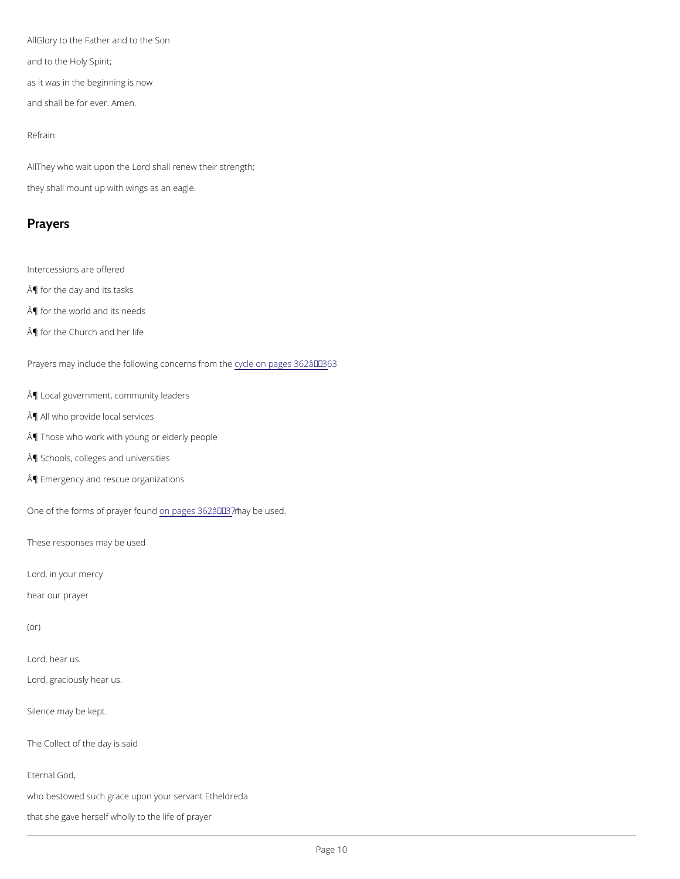AllGlory to the Father and to the Son

and to the Holy Spirit;

as it was in the beginning is now

and shall be for ever. Amen.

Refrain:

AllThey who wait upon the Lord shall renew their strength;

they shall mount up with wings as an eagle.

## Prayers

Intercessions are offered

Â¶ for the day and its tasks

Â¶ for the world and its needs

Â¶ for the Church and her life

Prayers may include the following concerns from the cycle on pages 362â363

Â¶ Local government, community leaders

Â¶ All who provide local services

Â¶ Those who work with young or elderly people

Â¶ Schools, colleges and universities

Â¶ Emergency and rescue organizations

One of the forms of prayer found on pages 362â371 may be used.

These responses may be used

Lord, in your mercy

hear our prayer

(or)

Lord, hear us.

Lord, graciously hear us.

Silence may be kept.

The Collect of the day is said

Eternal God,

who bestowed such grace upon your servant Etheldreda

that she gave herself wholly to the life of prayer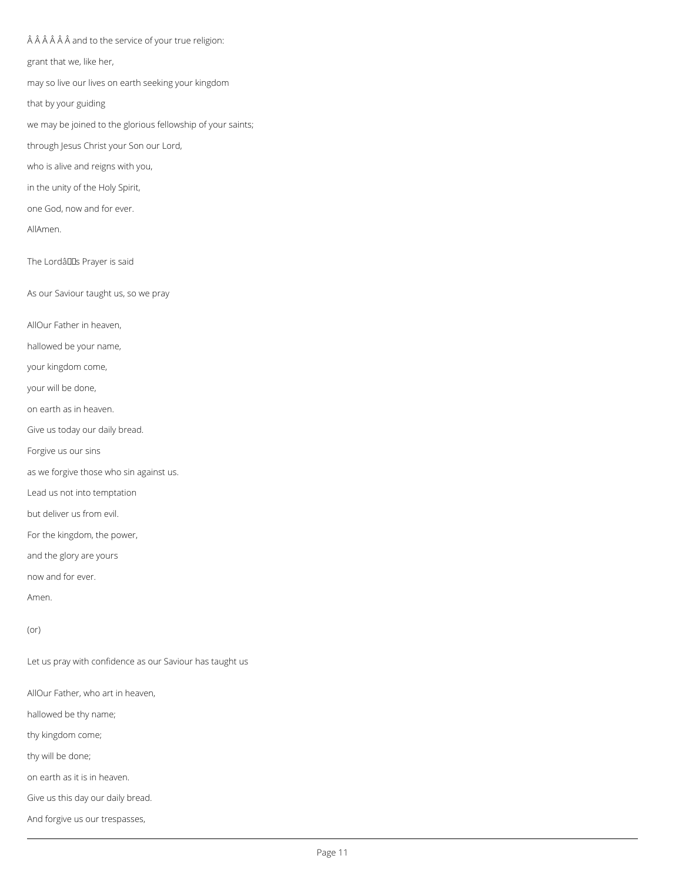Â Â Â Â Â Â and to the service of your true religion:

grant that we, like her,

may so live our lives on earth seeking your kingdom

that by your guiding

we may be joined to the glorious fellowship of your saints;

through Jesus Christ your Son our Lord,

who is alive and reigns with you,

in the unity of the Holy Spirit,

one God, now and for ever.

AllAmen.

The Lordâs Prayer is said

As our Saviour taught us, so we pray

AllOur Father in heaven,

hallowed be your name,

your kingdom come,

your will be done,

on earth as in heaven.

Give us today our daily bread.

Forgive us our sins

as we forgive those who sin against us.

Lead us not into temptation

but deliver us from evil.

For the kingdom, the power,

and the glory are yours

now and for ever.

Amen.

(or)

Let us pray with confidence as our Saviour has taught us

AllOur Father, who art in heaven,

hallowed be thy name;

thy kingdom come;

thy will be done;

on earth as it is in heaven.

Give us this day our daily bread.

And forgive us our trespasses,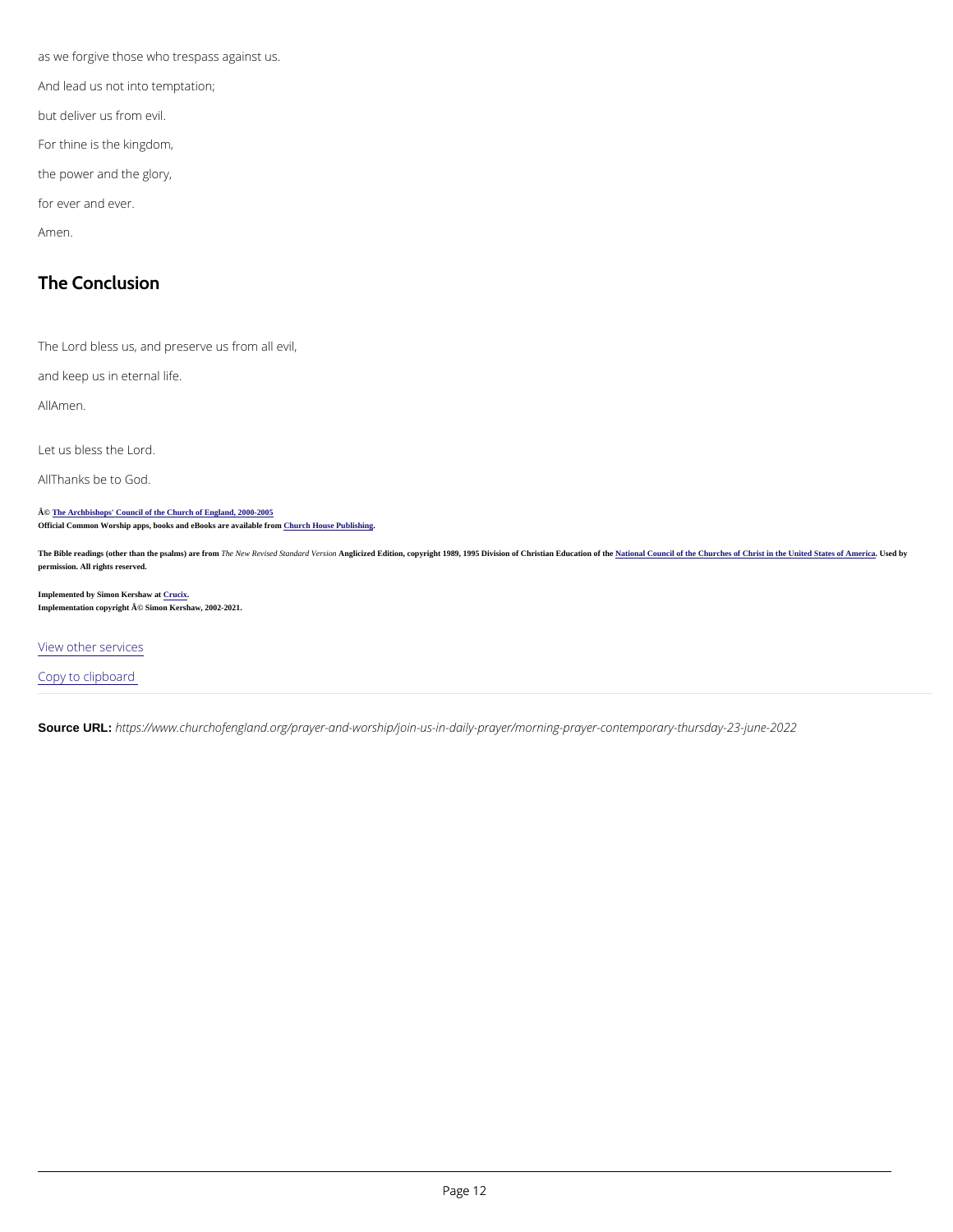as we forgive those who trespass against us.

And lead us not into temptation;

but deliver us from evil.

For thine is the kingdom,

the power and the glory,

for ever and ever.

Amen.

## The Conclusion

The Lord bless us, and preserve us from all evil,

and keep us in eternal life.

AllAmen.

Let us bless the Lord.

AllThanks be to God.

Â© The Archbishops' Council of the Church of England, 2000-2005
**Official Common Worship apps, books and eBooks are available from Church House Publishing.**

**The Bible readings (other than the psalms) are from** *The New Revised Standard Version* **Anglicized Edition, copyright 1989, 1995 Division of Christian Education of the National Council of the Churches of Christ in the United States of America. Used by permission. All rights reserved.**

**Implemented by Simon Kershaw at Crucix.**
**Implementation copyright Â© Simon Kershaw, 2002-2021.**

View other services

Copy to clipboard

**Source URL:** *https://www.churchofengland.org/prayer-and-worship/join-us-in-daily-prayer/morning-prayer-contemporary-thursday-23-june-2022*